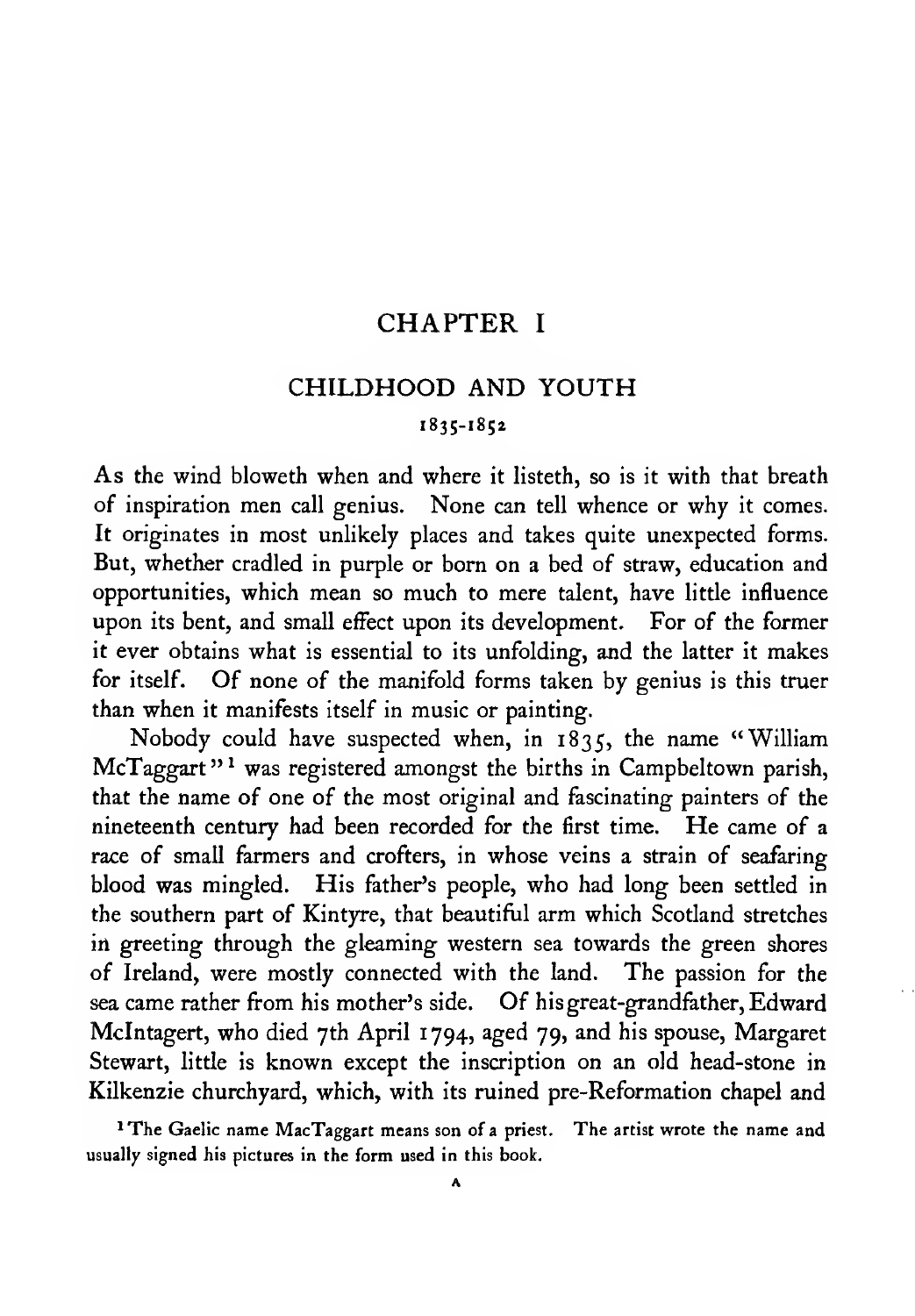# CHAPTER I

## CHILDHOOD AND YOUTH

### 1835-1852

As the wind bloweth when and where it listeth, so is it with that breath of inspiration men call genius. None can tell whence or why it comes. It originates in most unlikely places and takes quite unexpected forms. But, whether cradled in purple or born on a bed of straw, education and opportunities, which mean so much to mere talent, have little influence upon its bent, and small effect upon its development. For of the former it ever obtains what is essential to its unfolding, and the latter it makes for itself. Of none of the manifold forms taken by genius is this truer than when it manifests itself in music or painting.

Nobody could have suspected when, in 1835, the name "William McTaggart"[1] was registered amongst the births in Campbeltown parish, that the name of one of the most original and fascinating painters of the nineteenth century had been recorded for the first time. He came of a race of small farmers and crofters, in whose veins a strain of seafaring blood was mingled. His father's people, who had long been settled in the southern part of Kintyre, that beautiful arm which Scotland stretches in greeting through the gleaming western sea towards the green shores of Ireland, were mostly connected with the land. The passion for the sea came rather from his mother's side. Of his great-grandfather, Edward McIntagert, who died 7th April 1794, aged 79, and his spouse, Margaret Stewart, little is known except the inscription on an old head-stone in Kilkenzie churchyard, which, with its ruined pre-Reformation chapel and

[1] The Gaelic name MacTaggart means son of a priest. The artist wrote the name and usually signed his pictures in the form used in this book.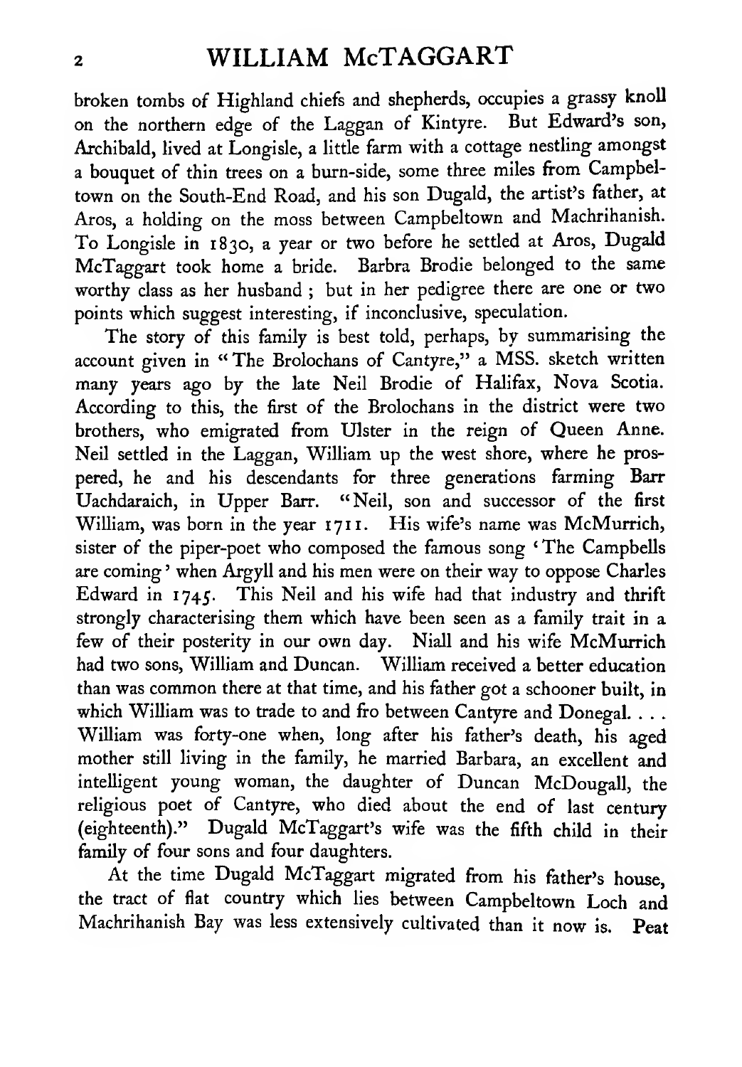broken tombs of Highland chiefs and shepherds, occupies a grassy knoll on the northern edge of the Laggan of Kintyre. But Edward's son, Archibald, lived at Longisle, a little farm with a cottage nestling amongst a bouquet of thin trees on a burn-side, some three miles from Campbeltown on the South-End Road, and his son Dugald, the artist's father, at Aros, a holding on the moss between Campbeltown and Machrihanish. To Longisle in 1830, a year or two before he settled at Aros, Dugald McTaggart took home a bride. Barbra Brodie belonged to the same worthy class as her husband ; but in her pedigree there are one or two points which suggest interesting, if inconclusive, speculation.

The story of this family is best told, perhaps, by summarising the account given in "The Brolochans of Cantyre," a MSS. sketch written many years ago by the late Neil Brodie of Halifax, Nova Scotia. According to this, the first of the Brolochans in the district were two brothers, who emigrated from Ulster in the reign of Queen Anne. Neil settled in the Laggan, William up the west shore, where he prospered, he and his descendants for three generations farming Barr Uachdaraich, in Upper Barr. "Neil, son and successor of the first William, was born in the year 1711. His wife's name was McMurrich, sister of the piper-poet who composed the famous song 'The Campbells are coming' when Argyll and his men were on their way to oppose Charles Edward in 1745. This Neil and his wife had that industry and thrift strongly characterising them which have been seen as a family trait in a few of their posterity in our own day. Niall and his wife McMurrich had two sons, William and Duncan. William received a better education than was common there at that time, and his father got a schooner built, in which William was to trade to and fro between Cantyre and Donegal. . . . William was forty-one when, long after his father's death, his aged mother still living in the family, he married Barbara, an excellent and intelligent young woman, the daughter of Duncan McDougall, the religious poet of Cantyre, who died about the end of last century (eighteenth)." Dugald McTaggart's wife was the fifth child in their family of four sons and four daughters.

At the time Dugald McTaggart migrated from his father's house, the tract of flat country which lies between Campbeltown Loch and Machrihanish Bay was less extensively cultivated than it now is. Peat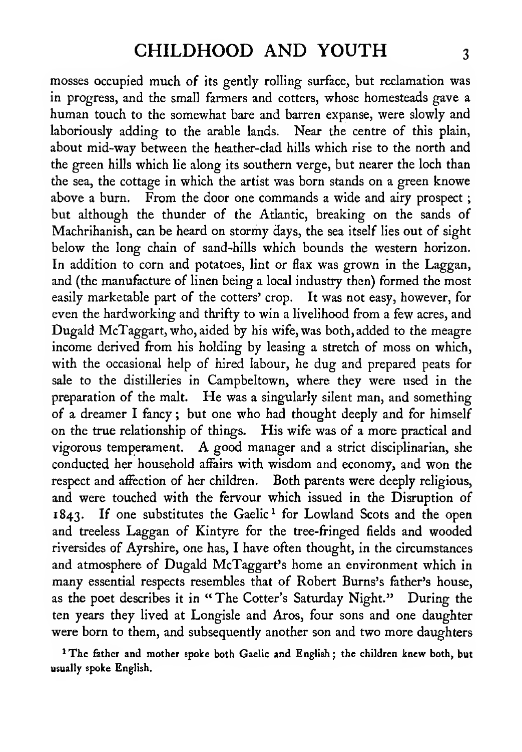mosses occupied much of its gently rolling surface, but reclamation was in progress, and the small farmers and cotters, whose homesteads gave a human touch to the somewhat bare and barren expanse, were slowly and laboriously adding to the arable lands. Near the centre of this plain, about mid-way between the heather-clad hills which rise to the north and the green hills which lie along its southern verge, but nearer the loch than the sea, the cottage in which the artist was born stands on a green knowe above a burn. From the door one commands a wide and airy prospect; but although the thunder of the Atlantic, breaking on the sands of Machrihanish, can be heard on stormy days, the sea itself lies out of sight below the long chain of sand-hills which bounds the western horizon. In addition to corn and potatoes, lint or flax was grown in the Laggan, and (the manufacture of linen being a local industry then) formed the most easily marketable part of the cotters' crop. It was not easy, however, for even the hardworking and thrifty to win a livelihood from a few acres, and Dugald McTaggart, who, aided by his wife, was both, added to the meagre income derived from his holding by leasing a stretch of moss on which, with the occasional help of hired labour, he dug and prepared peats for sale to the distilleries in Campbeltown, where they were used in the preparation of the malt. He was a singularly silent man, and something of a dreamer I fancy; but one who had thought deeply and for himself on the true relationship of things. His wife was of a more practical and vigorous temperament. A good manager and a strict disciplinarian, she conducted her household affairs with wisdom and economy, and won the respect and affection of her children. Both parents were deeply religious, and were touched with the fervour which issued in the Disruption of 1843. If one substitutes the Gaelic[1] for Lowland Scots and the open and treeless Laggan of Kintyre for the tree-fringed fields and wooded riversides of Ayrshire, one has, I have often thought, in the circumstances and atmosphere of Dugald McTaggart's home an environment which in many essential respects resembles that of Robert Burns's father's house, as the poet describes it in "The Cotter's Saturday Night." During the ten years they lived at Longisle and Aros, four sons and one daughter were born to them, and subsequently another son and two more daughters

[1] The father and mother spoke both Gaelic and English; the children knew both, but usually spoke English.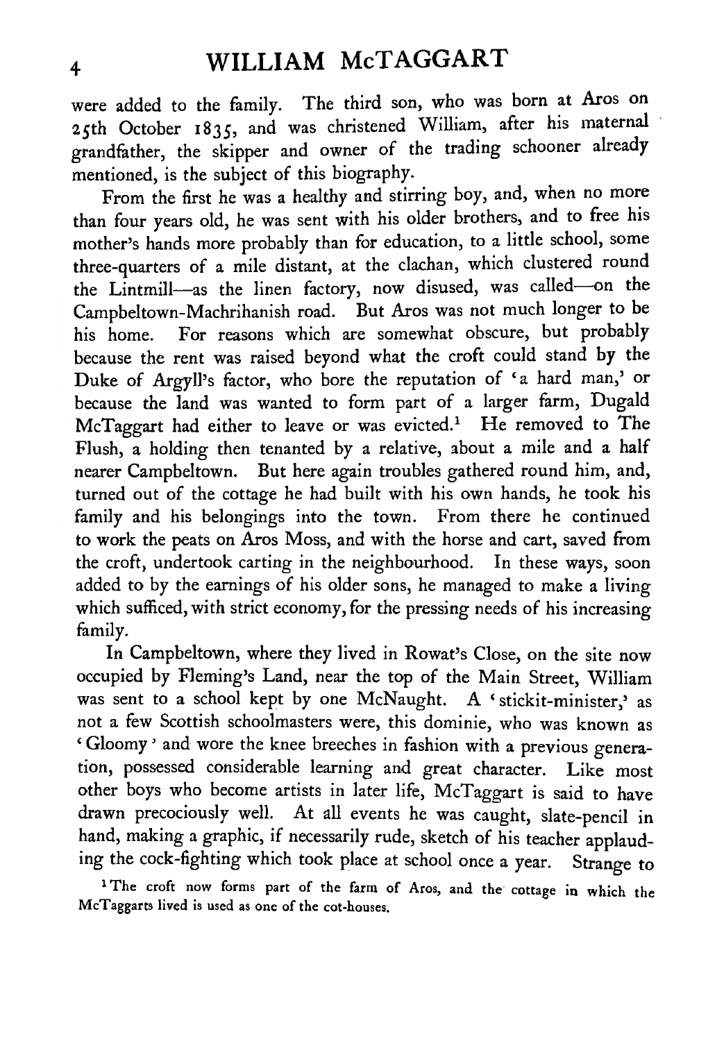were added to the family. The third son, who was born at Aros on 25th October 1835, and was christened William, after his maternal grandfather, the skipper and owner of the trading schooner already mentioned, is the subject of this biography.

From the first he was a healthy and stirring boy, and, when no more than four years old, he was sent with his older brothers, and to free his mother's hands more probably than for education, to a little school, some three-quarters of a mile distant, at the clachan, which clustered round the Lintmill—as the linen factory, now disused, was called—on the Campbeltown-Machrihanish road. But Aros was not much longer to be his home. For reasons which are somewhat obscure, but probably because the rent was raised beyond what the croft could stand by the Duke of Argyll's factor, who bore the reputation of 'a hard man,' or because the land was wanted to form part of a larger farm, Dugald McTaggart had either to leave or was evicted.[1] He removed to The Flush, a holding then tenanted by a relative, about a mile and a half nearer Campbeltown. But here again troubles gathered round him, and, turned out of the cottage he had built with his own hands, he took his family and his belongings into the town. From there he continued to work the peats on Aros Moss, and with the horse and cart, saved from the croft, undertook carting in the neighbourhood. In these ways, soon added to by the earnings of his older sons, he managed to make a living which sufficed, with strict economy, for the pressing needs of his increasing family.

In Campbeltown, where they lived in Rowat's Close, on the site now occupied by Fleming's Land, near the top of the Main Street, William was sent to a school kept by one McNaught. A 'stickit-minister,' as not a few Scottish schoolmasters were, this dominie, who was known as 'Gloomy' and wore the knee breeches in fashion with a previous generation, possessed considerable learning and great character. Like most other boys who become artists in later life, McTaggart is said to have drawn precociously well. At all events he was caught, slate-pencil in hand, making a graphic, if necessarily rude, sketch of his teacher applauding the cock-fighting which took place at school once a year. Strange to

[1] The croft now forms part of the farm of Aros, and the cottage in which the McTaggarts lived is used as one of the cot-houses.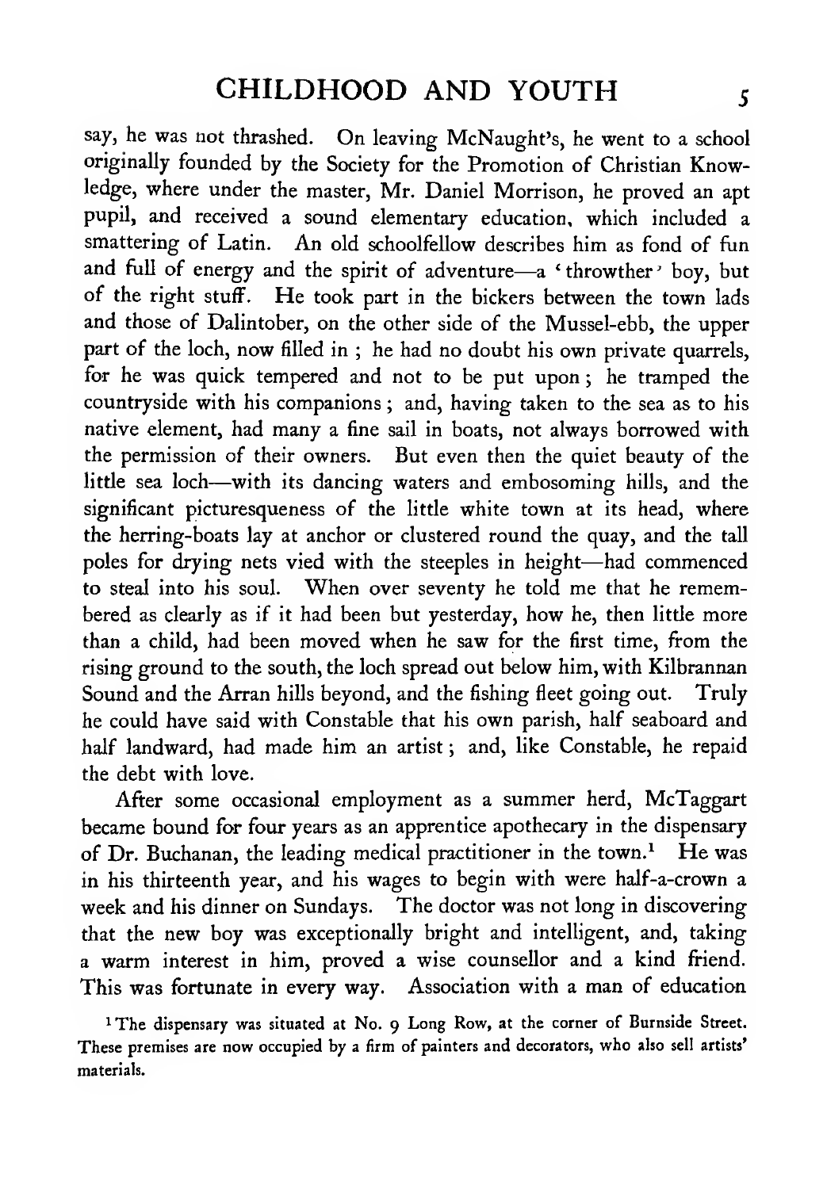say, he was not thrashed. On leaving McNaught's, he went to a school originally founded by the Society for the Promotion of Christian Knowledge, where under the master, Mr. Daniel Morrison, he proved an apt pupil, and received a sound elementary education, which included a smattering of Latin. An old schoolfellow describes him as fond of fun and full of energy and the spirit of adventure—a 'throwther' boy, but of the right stuff. He took part in the bickers between the town lads and those of Dalintober, on the other side of the Mussel-ebb, the upper part of the loch, now filled in; he had no doubt his own private quarrels, for he was quick tempered and not to be put upon; he tramped the countryside with his companions; and, having taken to the sea as to his native element, had many a fine sail in boats, not always borrowed with the permission of their owners. But even then the quiet beauty of the little sea loch—with its dancing waters and embosoming hills, and the significant picturesqueness of the little white town at its head, where the herring-boats lay at anchor or clustered round the quay, and the tall poles for drying nets vied with the steeples in height—had commenced to steal into his soul. When over seventy he told me that he remembered as clearly as if it had been but yesterday, how he, then little more than a child, had been moved when he saw for the first time, from the rising ground to the south, the loch spread out below him, with Kilbrannan Sound and the Arran hills beyond, and the fishing fleet going out. Truly he could have said with Constable that his own parish, half seaboard and half landward, had made him an artist; and, like Constable, he repaid the debt with love.

After some occasional employment as a summer herd, McTaggart became bound for four years as an apprentice apothecary in the dispensary of Dr. Buchanan, the leading medical practitioner in the town.[1] He was in his thirteenth year, and his wages to begin with were half-a-crown a week and his dinner on Sundays. The doctor was not long in discovering that the new boy was exceptionally bright and intelligent, and, taking a warm interest in him, proved a wise counsellor and a kind friend. This was fortunate in every way. Association with a man of education

[1] The dispensary was situated at No. 9 Long Row, at the corner of Burnside Street. These premises are now occupied by a firm of painters and decorators, who also sell artists' materials.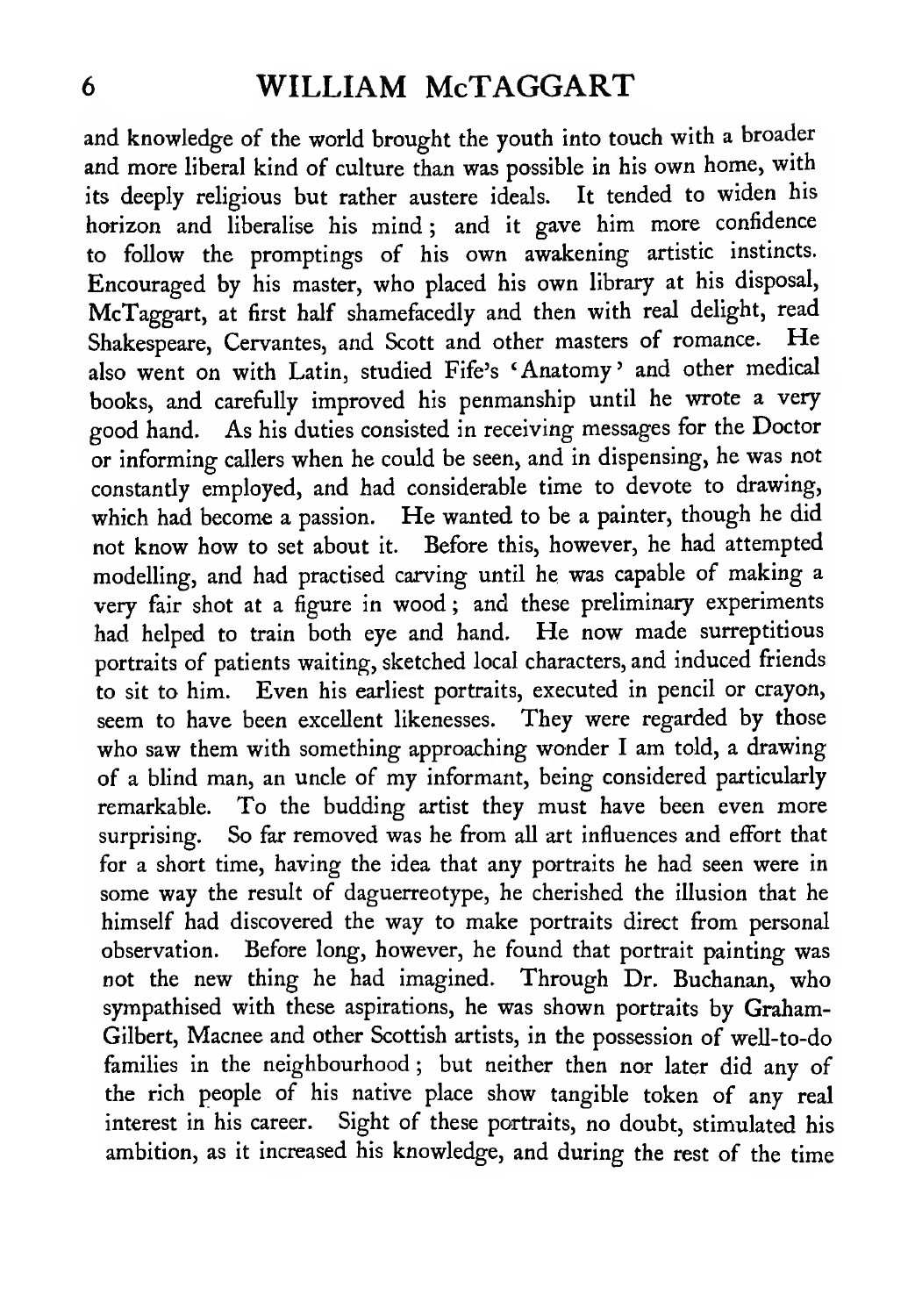and knowledge of the world brought the youth into touch with a broader and more liberal kind of culture than was possible in his own home, with its deeply religious but rather austere ideals. It tended to widen his horizon and liberalise his mind; and it gave him more confidence to follow the promptings of his own awakening artistic instincts. Encouraged by his master, who placed his own library at his disposal, McTaggart, at first half shamefacedly and then with real delight, read Shakespeare, Cervantes, and Scott and other masters of romance. He also went on with Latin, studied Fife's 'Anatomy' and other medical books, and carefully improved his penmanship until he wrote a very good hand. As his duties consisted in receiving messages for the Doctor or informing callers when he could be seen, and in dispensing, he was not constantly employed, and had considerable time to devote to drawing, which had become a passion. He wanted to be a painter, though he did not know how to set about it. Before this, however, he had attempted modelling, and had practised carving until he was capable of making a very fair shot at a figure in wood; and these preliminary experiments had helped to train both eye and hand. He now made surreptitious portraits of patients waiting, sketched local characters, and induced friends to sit to him. Even his earliest portraits, executed in pencil or crayon, seem to have been excellent likenesses. They were regarded by those who saw them with something approaching wonder I am told, a drawing of a blind man, an uncle of my informant, being considered particularly remarkable. To the budding artist they must have been even more surprising. So far removed was he from all art influences and effort that for a short time, having the idea that any portraits he had seen were in some way the result of daguerreotype, he cherished the illusion that he himself had discovered the way to make portraits direct from personal observation. Before long, however, he found that portrait painting was not the new thing he had imagined. Through Dr. Buchanan, who sympathised with these aspirations, he was shown portraits by Graham-Gilbert, Macnee and other Scottish artists, in the possession of well-to-do families in the neighbourhood; but neither then nor later did any of the rich people of his native place show tangible token of any real interest in his career. Sight of these portraits, no doubt, stimulated his ambition, as it increased his knowledge, and during the rest of the time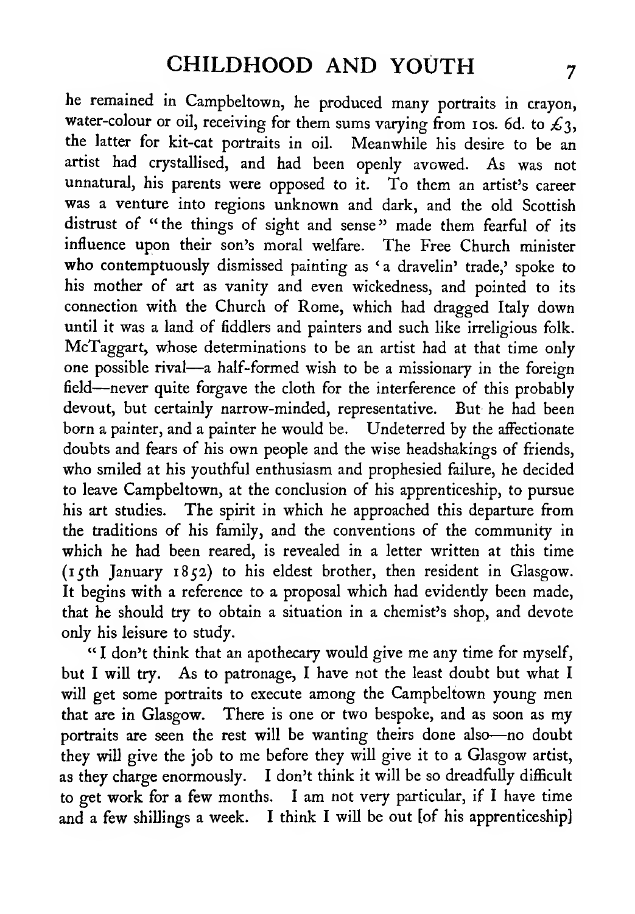he remained in Campbeltown, he produced many portraits in crayon, water-colour or oil, receiving for them sums varying from 10s. 6d. to £3, the latter for kit-cat portraits in oil. Meanwhile his desire to be an artist had crystallised, and had been openly avowed. As was not unnatural, his parents were opposed to it. To them an artist's career was a venture into regions unknown and dark, and the old Scottish distrust of "the things of sight and sense" made them fearful of its influence upon their son's moral welfare. The Free Church minister who contemptuously dismissed painting as 'a dravelin' trade,' spoke to his mother of art as vanity and even wickedness, and pointed to its connection with the Church of Rome, which had dragged Italy down until it was a land of fiddlers and painters and such like irreligious folk. McTaggart, whose determinations to be an artist had at that time only one possible rival—a half-formed wish to be a missionary in the foreign field—never quite forgave the cloth for the interference of this probably devout, but certainly narrow-minded, representative. But he had been born a painter, and a painter he would be. Undeterred by the affectionate doubts and fears of his own people and the wise headshakings of friends, who smiled at his youthful enthusiasm and prophesied failure, he decided to leave Campbeltown, at the conclusion of his apprenticeship, to pursue his art studies. The spirit in which he approached this departure from the traditions of his family, and the conventions of the community in which he had been reared, is revealed in a letter written at this time (15th January 1852) to his eldest brother, then resident in Glasgow. It begins with a reference to a proposal which had evidently been made, that he should try to obtain a situation in a chemist's shop, and devote only his leisure to study.

"I don't think that an apothecary would give me any time for myself, but I will try. As to patronage, I have not the least doubt but what I will get some portraits to execute among the Campbeltown young men that are in Glasgow. There is one or two bespoke, and as soon as my portraits are seen the rest will be wanting theirs done also—no doubt they will give the job to me before they will give it to a Glasgow artist, as they charge enormously. I don't think it will be so dreadfully difficult to get work for a few months. I am not very particular, if I have time and a few shillings a week. I think I will be out [of his apprenticeship]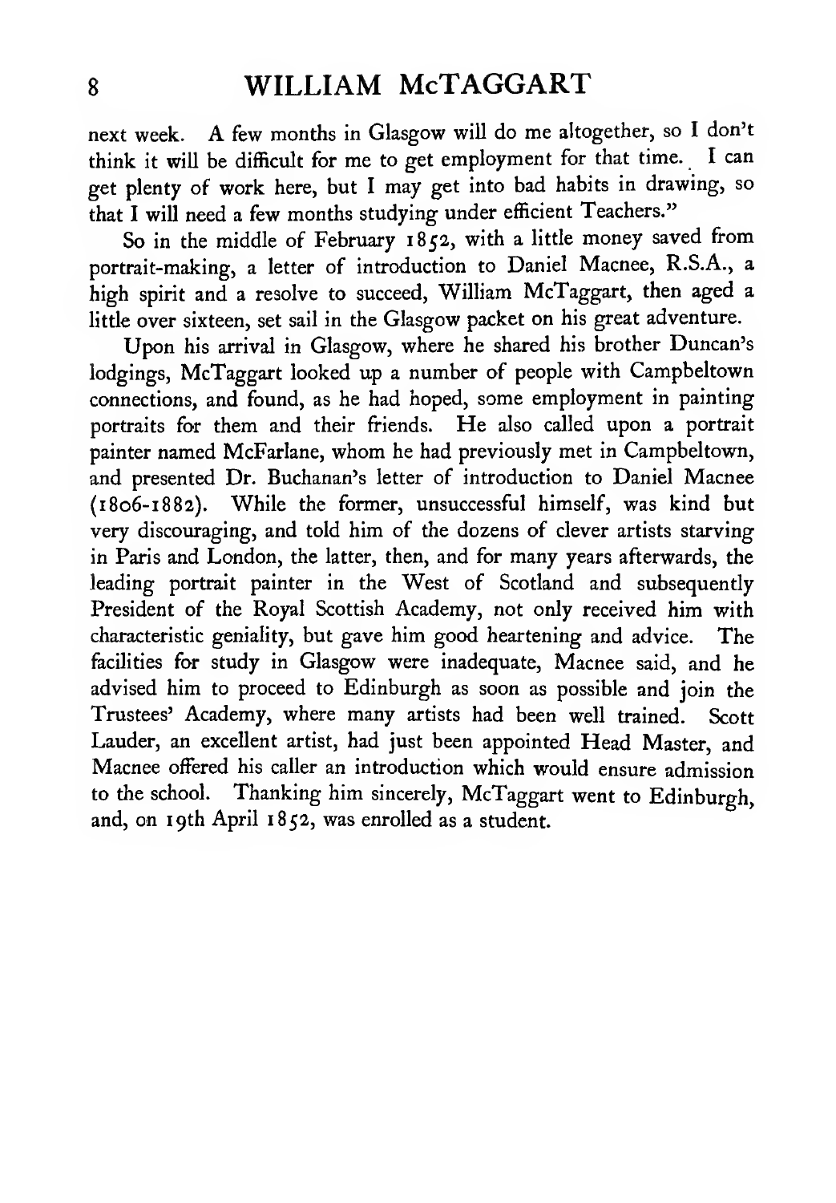next week. A few months in Glasgow will do me altogether, so I don't think it will be difficult for me to get employment for that time. I can get plenty of work here, but I may get into bad habits in drawing, so that I will need a few months studying under efficient Teachers."

So in the middle of February 1852, with a little money saved from portrait-making, a letter of introduction to Daniel Macnee, R.S.A., a high spirit and a resolve to succeed, William McTaggart, then aged a little over sixteen, set sail in the Glasgow packet on his great adventure.

Upon his arrival in Glasgow, where he shared his brother Duncan's lodgings, McTaggart looked up a number of people with Campbeltown connections, and found, as he had hoped, some employment in painting portraits for them and their friends. He also called upon a portrait painter named McFarlane, whom he had previously met in Campbeltown, and presented Dr. Buchanan's letter of introduction to Daniel Macnee (1806-1882). While the former, unsuccessful himself, was kind but very discouraging, and told him of the dozens of clever artists starving in Paris and London, the latter, then, and for many years afterwards, the leading portrait painter in the West of Scotland and subsequently President of the Royal Scottish Academy, not only received him with characteristic geniality, but gave him good heartening and advice. The facilities for study in Glasgow were inadequate, Macnee said, and he advised him to proceed to Edinburgh as soon as possible and join the Trustees' Academy, where many artists had been well trained. Scott Lauder, an excellent artist, had just been appointed Head Master, and Macnee offered his caller an introduction which would ensure admission to the school. Thanking him sincerely, McTaggart went to Edinburgh, and, on 19th April 1852, was enrolled as a student.